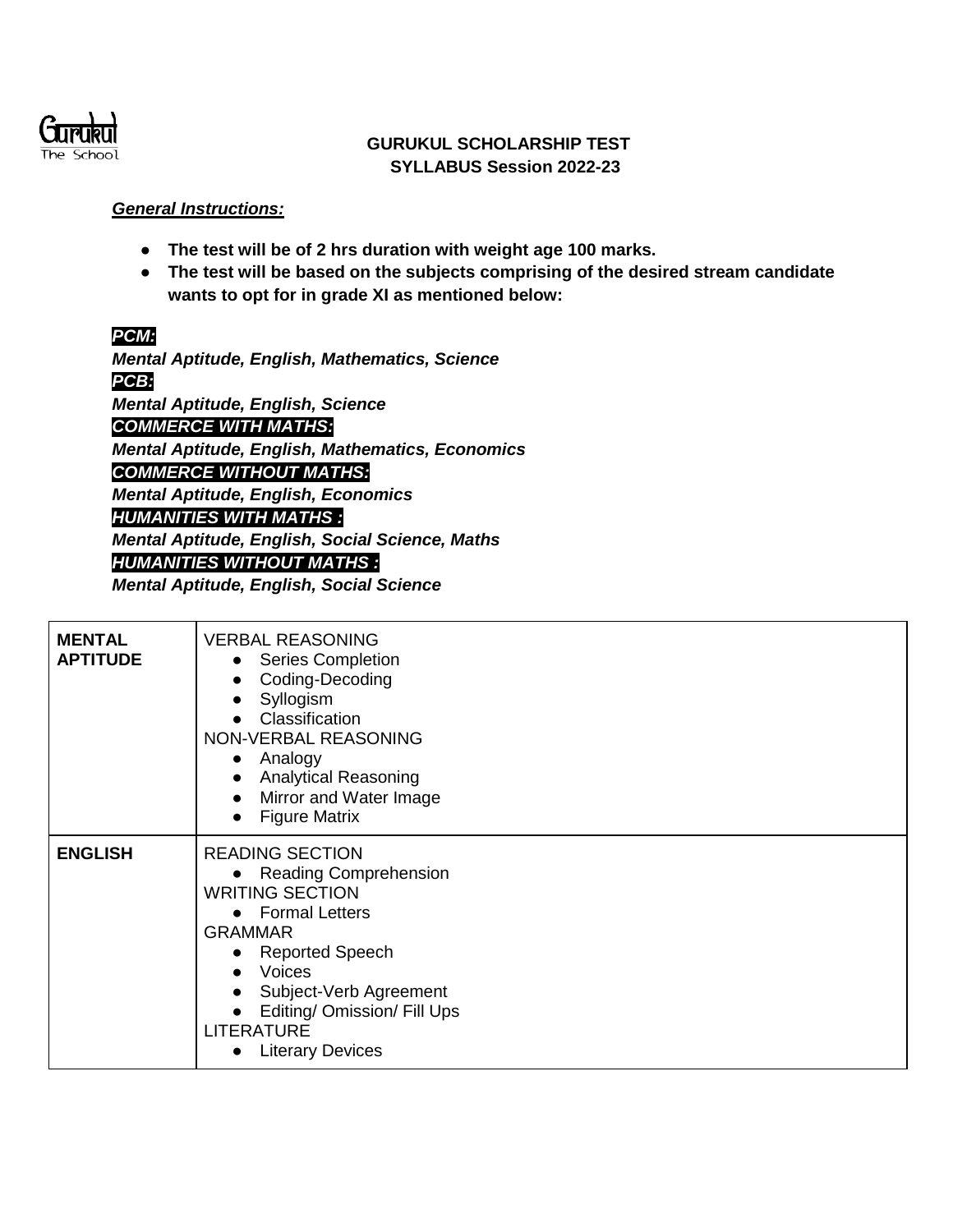Gurukul
The School

# GURUKUL SCHOLARSHIP TEST
## SYLLABUS Session 2022-23

***General Instructions:***

- **The test will be of 2 hrs duration with weight age 100 marks.**
- **The test will be based on the subjects comprising of the desired stream candidate wants to opt for in grade XI as mentioned below:**

***PCM:***
***Mental Aptitude, English, Mathematics, Science***
***PCB:***
***Mental Aptitude, English, Science***
***COMMERCE WITH MATHS:***
***Mental Aptitude, English, Mathematics, Economics***
***COMMERCE WITHOUT MATHS:***
***Mental Aptitude, English, Economics***
***HUMANITIES WITH MATHS :***
***Mental Aptitude, English, Social Science, Maths***
***HUMANITIES WITHOUT MATHS :***
***Mental Aptitude, English, Social Science***

| | |
|---|---|
| **MENTAL APTITUDE** | VERBAL REASONING<br>• Series Completion<br>• Coding-Decoding<br>• Syllogism<br>• Classification<br>NON-VERBAL REASONING<br>• Analogy<br>• Analytical Reasoning<br>• Mirror and Water Image<br>• Figure Matrix |
| **ENGLISH** | READING SECTION<br>• Reading Comprehension<br>WRITING SECTION<br>• Formal Letters<br>GRAMMAR<br>• Reported Speech<br>• Voices<br>• Subject-Verb Agreement<br>• Editing/ Omission/ Fill Ups<br>LITERATURE<br>• Literary Devices |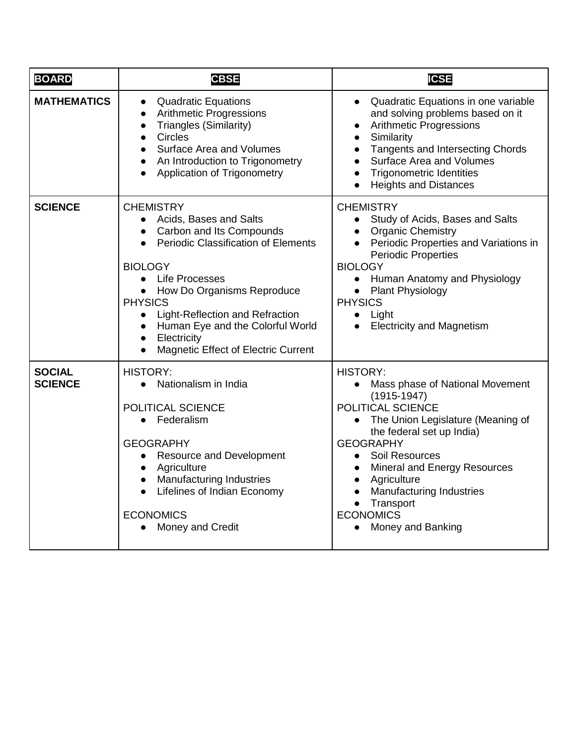| BOARD | CBSE | ICSE |
|---|---|---|
| **MATHEMATICS** | • Quadratic Equations<br>• Arithmetic Progressions<br>• Triangles (Similarity)<br>• Circles<br>• Surface Area and Volumes<br>• An Introduction to Trigonometry<br>• Application of Trigonometry | • Quadratic Equations in one variable and solving problems based on it<br>• Arithmetic Progressions<br>• Similarity<br>• Tangents and Intersecting Chords<br>• Surface Area and Volumes<br>• Trigonometric Identities<br>• Heights and Distances |
| **SCIENCE** | CHEMISTRY<br>• Acids, Bases and Salts<br>• Carbon and Its Compounds<br>• Periodic Classification of Elements<br><br>BIOLOGY<br>• Life Processes<br>• How Do Organisms Reproduce<br>PHYSICS<br>• Light-Reflection and Refraction<br>• Human Eye and the Colorful World<br>• Electricity<br>• Magnetic Effect of Electric Current | CHEMISTRY<br>• Study of Acids, Bases and Salts<br>• Organic Chemistry<br>• Periodic Properties and Variations in Periodic Properties<br>BIOLOGY<br>• Human Anatomy and Physiology<br>• Plant Physiology<br>PHYSICS<br>• Light<br>• Electricity and Magnetism |
| **SOCIAL SCIENCE** | HISTORY:<br>• Nationalism in India<br><br>POLITICAL SCIENCE<br>• Federalism<br><br>GEOGRAPHY<br>• Resource and Development<br>• Agriculture<br>• Manufacturing Industries<br>• Lifelines of Indian Economy<br><br>ECONOMICS<br>• Money and Credit | HISTORY:<br>• Mass phase of National Movement (1915-1947)<br>POLITICAL SCIENCE<br>• The Union Legislature (Meaning of the federal set up India)<br>GEOGRAPHY<br>• Soil Resources<br>• Mineral and Energy Resources<br>• Agriculture<br>• Manufacturing Industries<br>• Transport<br>ECONOMICS<br>• Money and Banking |